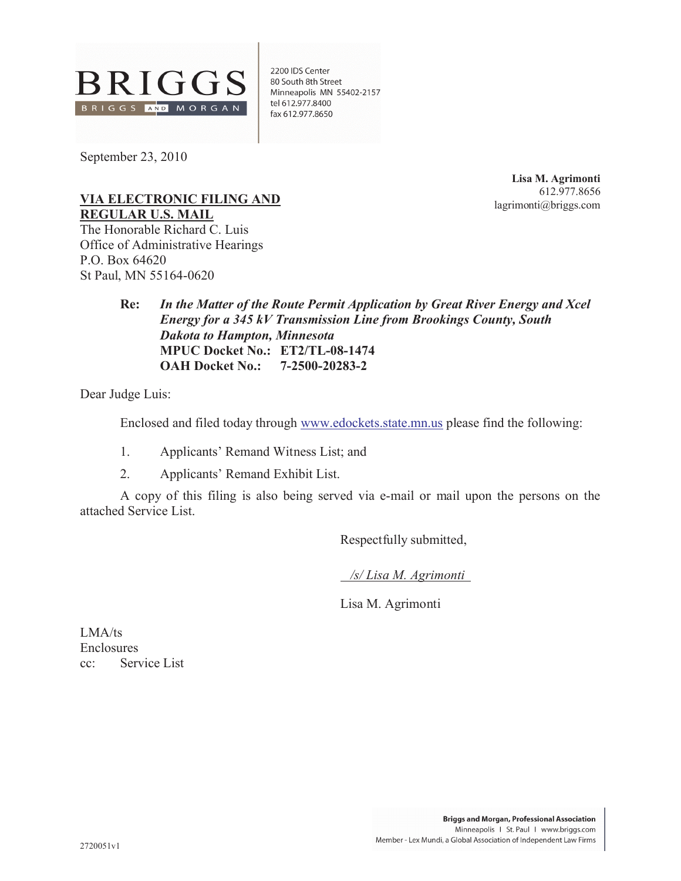**BRIGGS**
BRIGGS AND MORGAN

2200 IDS Center
80 South 8th Street
Minneapolis MN 55402-2157
tel 612.977.8400
fax 612.977.8650

September 23, 2010

**Lisa M. Agrimonti**
612.977.8656
lagrimonti@briggs.com

**VIA ELECTRONIC FILING AND REGULAR U.S. MAIL**
The Honorable Richard C. Luis
Office of Administrative Hearings
P.O. Box 64620
St Paul, MN 55164-0620

**Re:** ***In the Matter of the Route Permit Application by Great River Energy and Xcel Energy for a 345 kV Transmission Line from Brookings County, South Dakota to Hampton, Minnesota***
**MPUC Docket No.: ET2/TL-08-1474**
**OAH Docket No.: 7-2500-20283-2**

Dear Judge Luis:

Enclosed and filed today through www.edockets.state.mn.us please find the following:

1. Applicants' Remand Witness List; and
2. Applicants' Remand Exhibit List.

A copy of this filing is also being served via e-mail or mail upon the persons on the attached Service List.

Respectfully submitted,

*/s/ Lisa M. Agrimonti*

Lisa M. Agrimonti

LMA/ts
Enclosures
cc: Service List

2720051v1

**Briggs and Morgan, Professional Association**
Minneapolis | St. Paul | www.briggs.com
Member - Lex Mundi, a Global Association of Independent Law Firms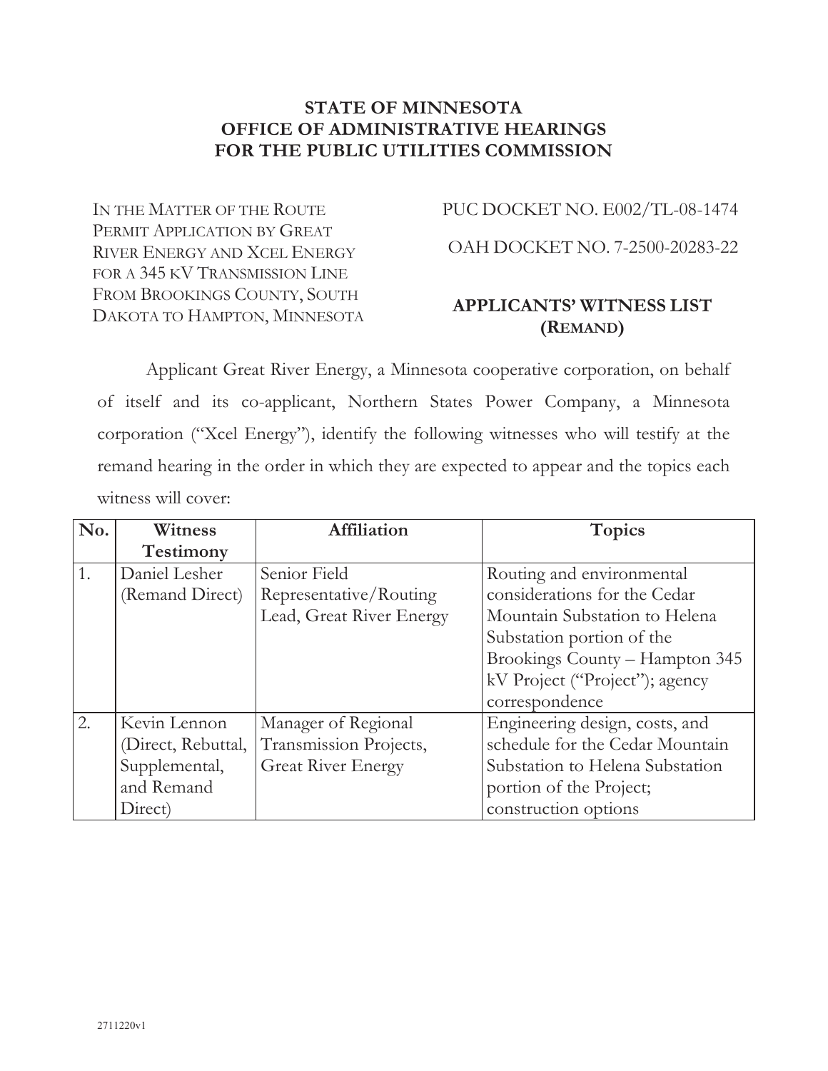**STATE OF MINNESOTA**
**OFFICE OF ADMINISTRATIVE HEARINGS**
**FOR THE PUBLIC UTILITIES COMMISSION**

IN THE MATTER OF THE ROUTE PERMIT APPLICATION BY GREAT RIVER ENERGY AND XCEL ENERGY FOR A 345 KV TRANSMISSION LINE FROM BROOKINGS COUNTY, SOUTH DAKOTA TO HAMPTON, MINNESOTA

PUC DOCKET NO. E002/TL-08-1474

OAH DOCKET NO. 7-2500-20283-22

**APPLICANTS' WITNESS LIST (REMAND)**

Applicant Great River Energy, a Minnesota cooperative corporation, on behalf of itself and its co-applicant, Northern States Power Company, a Minnesota corporation ("Xcel Energy"), identify the following witnesses who will testify at the remand hearing in the order in which they are expected to appear and the topics each witness will cover:

| No. | Witness Testimony | Affiliation | Topics |
|---|---|---|---|
| 1. | Daniel Lesher (Remand Direct) | Senior Field Representative/Routing Lead, Great River Energy | Routing and environmental considerations for the Cedar Mountain Substation to Helena Substation portion of the Brookings County – Hampton 345 kV Project ("Project"); agency correspondence |
| 2. | Kevin Lennon (Direct, Rebuttal, Supplemental, and Remand Direct) | Manager of Regional Transmission Projects, Great River Energy | Engineering design, costs, and schedule for the Cedar Mountain Substation to Helena Substation portion of the Project; construction options |

2711220v1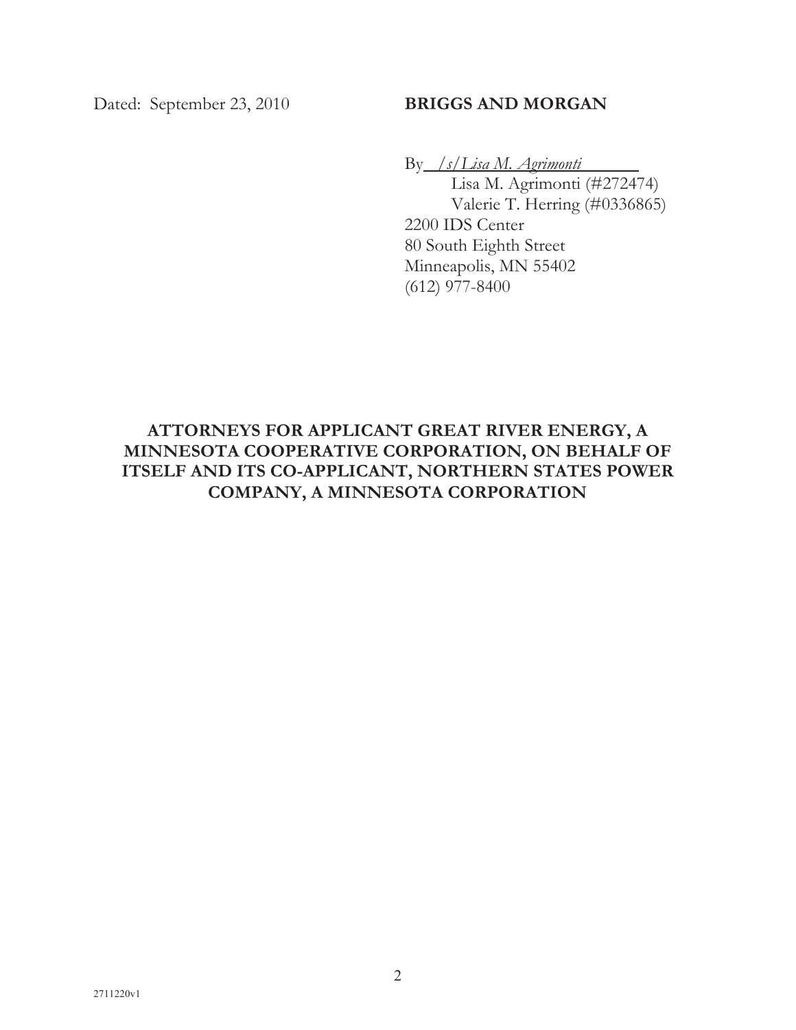Dated: September 23, 2010

**BRIGGS AND MORGAN**

By /s/Lisa M. Agrimonti
Lisa M. Agrimonti (#272474)
Valerie T. Herring (#0336865)
2200 IDS Center
80 South Eighth Street
Minneapolis, MN 55402
(612) 977-8400

**ATTORNEYS FOR APPLICANT GREAT RIVER ENERGY, A MINNESOTA COOPERATIVE CORPORATION, ON BEHALF OF ITSELF AND ITS CO-APPLICANT, NORTHERN STATES POWER COMPANY, A MINNESOTA CORPORATION**

2711220v1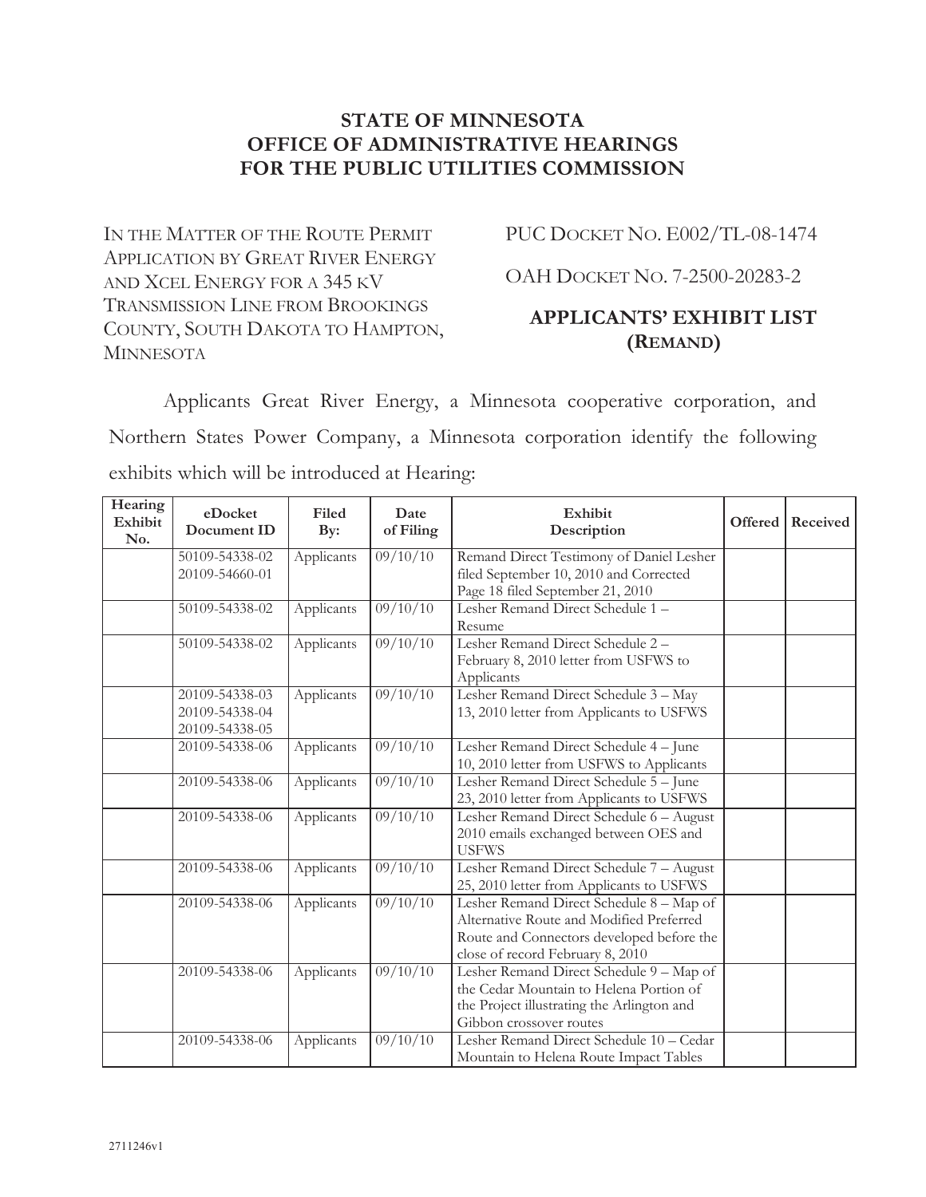**STATE OF MINNESOTA**
**OFFICE OF ADMINISTRATIVE HEARINGS**
**FOR THE PUBLIC UTILITIES COMMISSION**

IN THE MATTER OF THE ROUTE PERMIT APPLICATION BY GREAT RIVER ENERGY AND XCEL ENERGY FOR A 345 KV TRANSMISSION LINE FROM BROOKINGS COUNTY, SOUTH DAKOTA TO HAMPTON, MINNESOTA

PUC DOCKET NO. E002/TL-08-1474

OAH DOCKET NO. 7-2500-20283-2

**APPLICANTS' EXHIBIT LIST (REMAND)**

Applicants Great River Energy, a Minnesota cooperative corporation, and Northern States Power Company, a Minnesota corporation identify the following exhibits which will be introduced at Hearing:

| Hearing Exhibit No. | eDocket Document ID | Filed By: | Date of Filing | Exhibit Description | Offered | Received |
|---|---|---|---|---|---|---|
| | 50109-54338-02 20109-54660-01 | Applicants | 09/10/10 | Remand Direct Testimony of Daniel Lesher filed September 10, 2010 and Corrected Page 18 filed September 21, 2010 | | |
| | 50109-54338-02 | Applicants | 09/10/10 | Lesher Remand Direct Schedule 1 – Resume | | |
| | 50109-54338-02 | Applicants | 09/10/10 | Lesher Remand Direct Schedule 2 – February 8, 2010 letter from USFWS to Applicants | | |
| | 20109-54338-03 20109-54338-04 20109-54338-05 | Applicants | 09/10/10 | Lesher Remand Direct Schedule 3 – May 13, 2010 letter from Applicants to USFWS | | |
| | 20109-54338-06 | Applicants | 09/10/10 | Lesher Remand Direct Schedule 4 – June 10, 2010 letter from USFWS to Applicants | | |
| | 20109-54338-06 | Applicants | 09/10/10 | Lesher Remand Direct Schedule 5 – June 23, 2010 letter from Applicants to USFWS | | |
| | 20109-54338-06 | Applicants | 09/10/10 | Lesher Remand Direct Schedule 6 – August 2010 emails exchanged between OES and USFWS | | |
| | 20109-54338-06 | Applicants | 09/10/10 | Lesher Remand Direct Schedule 7 – August 25, 2010 letter from Applicants to USFWS | | |
| | 20109-54338-06 | Applicants | 09/10/10 | Lesher Remand Direct Schedule 8 – Map of Alternative Route and Modified Preferred Route and Connectors developed before the close of record February 8, 2010 | | |
| | 20109-54338-06 | Applicants | 09/10/10 | Lesher Remand Direct Schedule 9 – Map of the Cedar Mountain to Helena Portion of the Project illustrating the Arlington and Gibbon crossover routes | | |
| | 20109-54338-06 | Applicants | 09/10/10 | Lesher Remand Direct Schedule 10 – Cedar Mountain to Helena Route Impact Tables | | |

2711246v1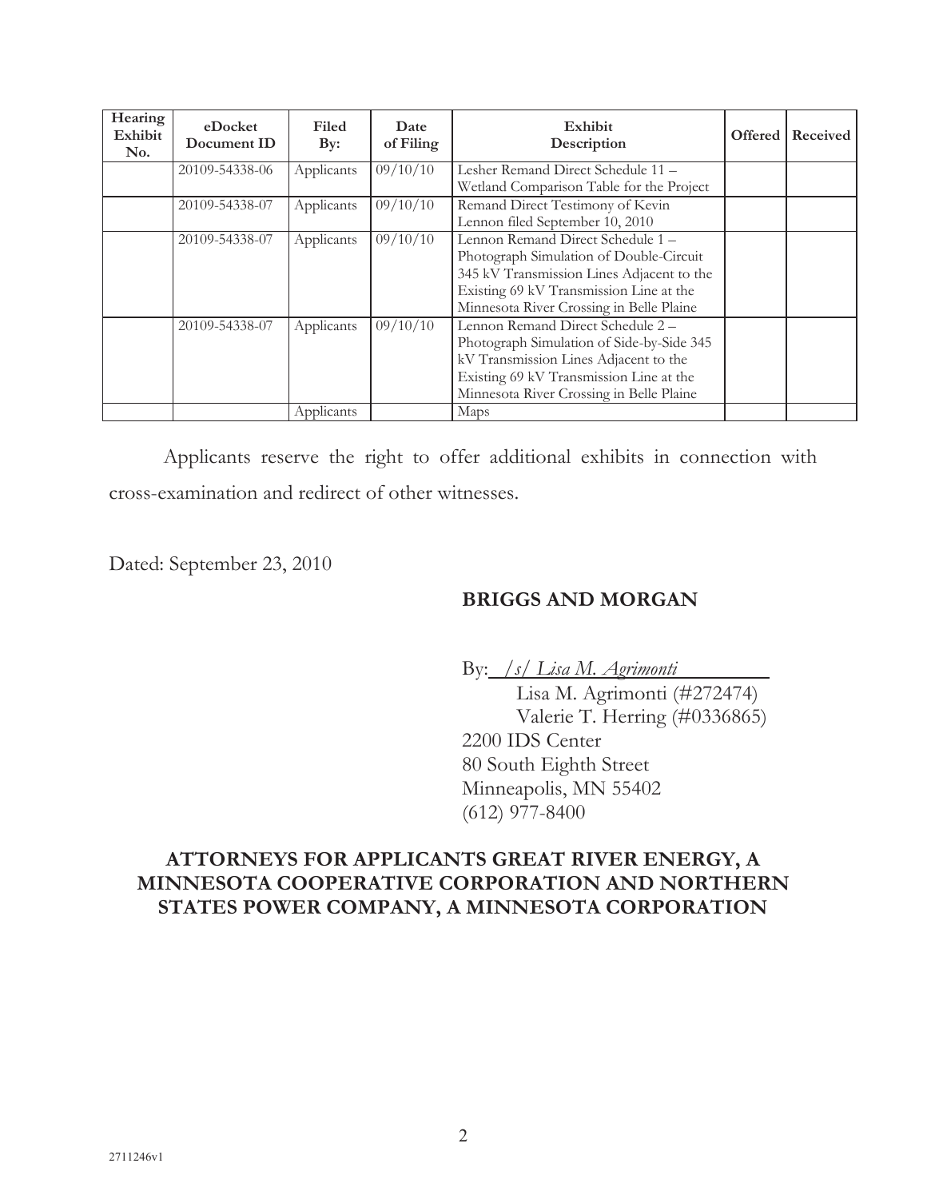| Hearing Exhibit No. | eDocket Document ID | Filed By: | Date of Filing | Exhibit Description | Offered | Received |
|---|---|---|---|---|---|---|
| | 20109-54338-06 | Applicants | 09/10/10 | Lesher Remand Direct Schedule 11 – Wetland Comparison Table for the Project | | |
| | 20109-54338-07 | Applicants | 09/10/10 | Remand Direct Testimony of Kevin Lennon filed September 10, 2010 | | |
| | 20109-54338-07 | Applicants | 09/10/10 | Lennon Remand Direct Schedule 1 – Photograph Simulation of Double-Circuit 345 kV Transmission Lines Adjacent to the Existing 69 kV Transmission Line at the Minnesota River Crossing in Belle Plaine | | |
| | 20109-54338-07 | Applicants | 09/10/10 | Lennon Remand Direct Schedule 2 – Photograph Simulation of Side-by-Side 345 kV Transmission Lines Adjacent to the Existing 69 kV Transmission Line at the Minnesota River Crossing in Belle Plaine | | |
| | | Applicants | | Maps | | |

Applicants reserve the right to offer additional exhibits in connection with cross-examination and redirect of other witnesses.

Dated: September 23, 2010

**BRIGGS AND MORGAN**

By: */s/ Lisa M. Agrimonti*
Lisa M. Agrimonti (#272474)
Valerie T. Herring (#0336865)
2200 IDS Center
80 South Eighth Street
Minneapolis, MN 55402
(612) 977-8400

**ATTORNEYS FOR APPLICANTS GREAT RIVER ENERGY, A MINNESOTA COOPERATIVE CORPORATION AND NORTHERN STATES POWER COMPANY, A MINNESOTA CORPORATION**

2711246v1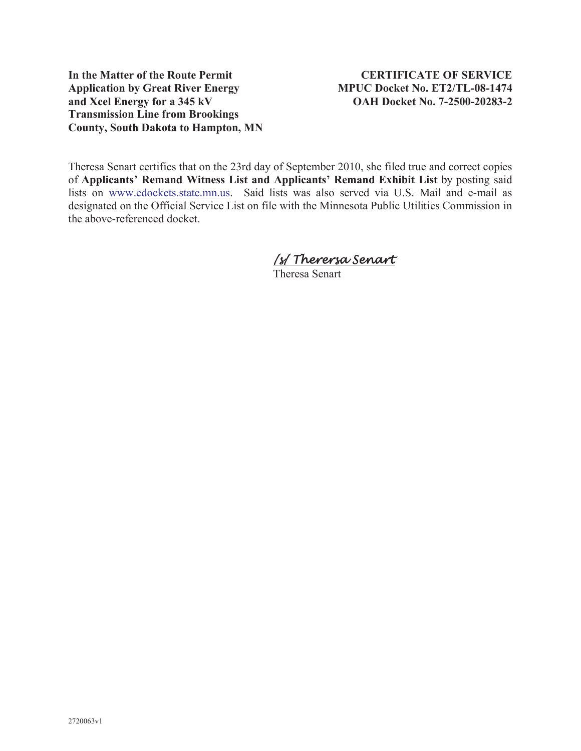**In the Matter of the Route Permit Application by Great River Energy and Xcel Energy for a 345 kV Transmission Line from Brookings County, South Dakota to Hampton, MN**

**CERTIFICATE OF SERVICE**
**MPUC Docket No. ET2/TL-08-1474**
**OAH Docket No. 7-2500-20283-2**

Theresa Senart certifies that on the 23rd day of September 2010, she filed true and correct copies of **Applicants' Remand Witness List and Applicants' Remand Exhibit List** by posting said lists on www.edockets.state.mn.us. Said lists was also served via U.S. Mail and e-mail as designated on the Official Service List on file with the Minnesota Public Utilities Commission in the above-referenced docket.

/s/ Therersa Senart
Theresa Senart

2720063v1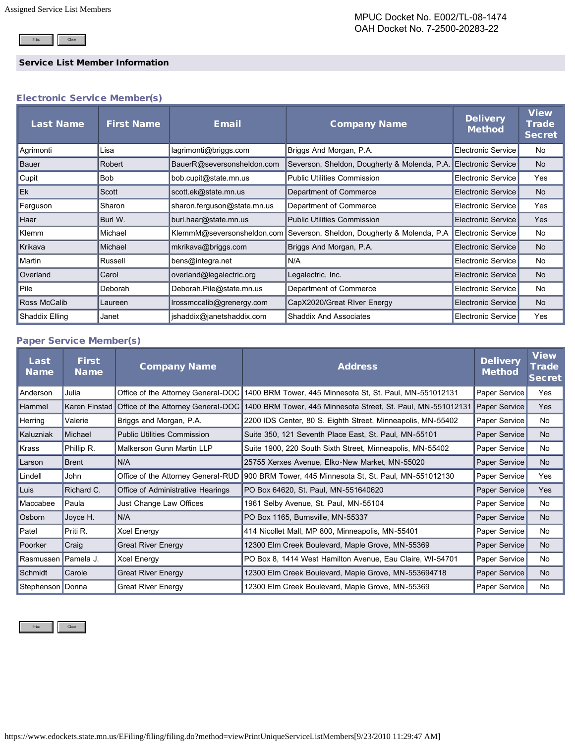MPUC Docket No. E002/TL-08-1474
OAH Docket No. 7-2500-20283-22

## Service List Member Information

### Electronic Service Member(s)

| Last Name | First Name | Email | Company Name | Delivery Method | View Trade Secret |
|---|---|---|---|---|---|
| Agrimonti | Lisa | lagrimonti@briggs.com | Briggs And Morgan, P.A. | Electronic Service | No |
| Bauer | Robert | BauerR@seversonsheldon.com | Severson, Sheldon, Dougherty & Molenda, P.A. | Electronic Service | No |
| Cupit | Bob | bob.cupit@state.mn.us | Public Utilities Commission | Electronic Service | Yes |
| Ek | Scott | scott.ek@state.mn.us | Department of Commerce | Electronic Service | No |
| Ferguson | Sharon | sharon.ferguson@state.mn.us | Department of Commerce | Electronic Service | Yes |
| Haar | Burl W. | burl.haar@state.mn.us | Public Utilities Commission | Electronic Service | Yes |
| Klemm | Michael | KlemmM@seversonsheldon.com | Severson, Sheldon, Dougherty & Molenda, P.A | Electronic Service | No |
| Krikava | Michael | mkrikava@briggs.com | Briggs And Morgan, P.A. | Electronic Service | No |
| Martin | Russell | bens@integra.net | N/A | Electronic Service | No |
| Overland | Carol | overland@legalectric.org | Legalectric, Inc. | Electronic Service | No |
| Pile | Deborah | Deborah.Pile@state.mn.us | Department of Commerce | Electronic Service | No |
| Ross McCalib | Laureen | lrossmccalib@grenergy.com | CapX2020/Great RIver Energy | Electronic Service | No |
| Shaddix Elling | Janet | jshaddix@janetshaddix.com | Shaddix And Associates | Electronic Service | Yes |

### Paper Service Member(s)

| Last Name | First Name | Company Name | Address | Delivery Method | View Trade Secret |
|---|---|---|---|---|---|
| Anderson | Julia | Office of the Attorney General-DOC | 1400 BRM Tower, 445 Minnesota St, St. Paul, MN-551012131 | Paper Service | Yes |
| Hammel | Karen Finstad | Office of the Attorney General-DOC | 1400 BRM Tower, 445 Minnesota Street, St. Paul, MN-551012131 | Paper Service | Yes |
| Herring | Valerie | Briggs and Morgan, P.A. | 2200 IDS Center, 80 S. Eighth Street, Minneapolis, MN-55402 | Paper Service | No |
| Kaluzniak | Michael | Public Utilities Commission | Suite 350, 121 Seventh Place East, St. Paul, MN-55101 | Paper Service | No |
| Krass | Phillip R. | Malkerson Gunn Martin LLP | Suite 1900, 220 South Sixth Street, Minneapolis, MN-55402 | Paper Service | No |
| Larson | Brent | N/A | 25755 Xerxes Avenue, Elko-New Market, MN-55020 | Paper Service | No |
| Lindell | John | Office of the Attorney General-RUD | 900 BRM Tower, 445 Minnesota St, St. Paul, MN-551012130 | Paper Service | Yes |
| Luis | Richard C. | Office of Administrative Hearings | PO Box 64620, St. Paul, MN-551640620 | Paper Service | Yes |
| Maccabee | Paula | Just Change Law Offices | 1961 Selby Avenue, St. Paul, MN-55104 | Paper Service | No |
| Osborn | Joyce H. | N/A | PO Box 1165, Burnsville, MN-55337 | Paper Service | No |
| Patel | Priti R. | Xcel Energy | 414 Nicollet Mall, MP 800, Minneapolis, MN-55401 | Paper Service | No |
| Poorker | Craig | Great River Energy | 12300 Elm Creek Boulevard, Maple Grove, MN-55369 | Paper Service | No |
| Rasmussen | Pamela J. | Xcel Energy | PO Box 8, 1414 West Hamilton Avenue, Eau Claire, WI-54701 | Paper Service | No |
| Schmidt | Carole | Great River Energy | 12300 Elm Creek Boulevard, Maple Grove, MN-553694718 | Paper Service | No |
| Stephenson | Donna | Great River Energy | 12300 Elm Creek Boulevard, Maple Grove, MN-55369 | Paper Service | No |